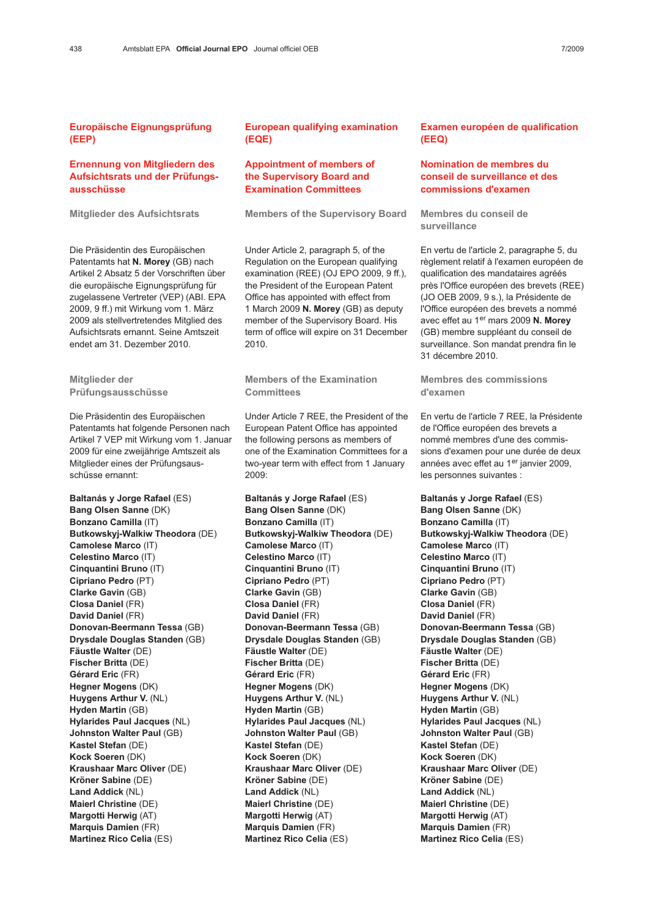# Europäische Eignungsprüfung (EEP)

## Ernennung von Mitgliedern des Aufsichtsrats und der Prüfungsausschüsse

### Mitglieder des Aufsichtsrats

Die Präsidentin des Europäischen Patentamts hat **N. Morey** (GB) nach Artikel 2 Absatz 5 der Vorschriften über die europäische Eignungsprüfung für zugelassene Vertreter (VEP) (ABl. EPA 2009, 9 ff.) mit Wirkung vom 1. März 2009 als stellvertretendes Mitglied des Aufsichtsrats ernannt. Seine Amtszeit endet am 31. Dezember 2010.

### Mitglieder der Prüfungsausschüsse

Die Präsidentin des Europäischen Patentamts hat folgende Personen nach Artikel 7 VEP mit Wirkung vom 1. Januar 2009 für eine zweijährige Amtszeit als Mitglieder eines der Prüfungsausschüsse ernannt:

**Baltanás y Jorge Rafael** (ES)
**Bang Olsen Sanne** (DK)
**Bonzano Camilla** (IT)
**Butkowskyj-Walkiw Theodora** (DE)
**Camolese Marco** (IT)
**Celestino Marco** (IT)
**Cinquantini Bruno** (IT)
**Cipriano Pedro** (PT)
**Clarke Gavin** (GB)
**Closa Daniel** (FR)
**David Daniel** (FR)
**Donovan-Beermann Tessa** (GB)
**Drysdale Douglas Standen** (GB)
**Fäustle Walter** (DE)
**Fischer Britta** (DE)
**Gérard Eric** (FR)
**Hegner Mogens** (DK)
**Huygens Arthur V.** (NL)
**Hyden Martin** (GB)
**Hylarides Paul Jacques** (NL)
**Johnston Walter Paul** (GB)
**Kastel Stefan** (DE)
**Kock Soeren** (DK)
**Kraushaar Marc Oliver** (DE)
**Kröner Sabine** (DE)
**Land Addick** (NL)
**Maierl Christine** (DE)
**Margotti Herwig** (AT)
**Marquis Damien** (FR)
**Martinez Rico Celia** (ES)

# European qualifying examination (EQE)

## Appointment of members of the Supervisory Board and Examination Committees

### Members of the Supervisory Board

Under Article 2, paragraph 5, of the Regulation on the European qualifying examination (REE) (OJ EPO 2009, 9 ff.), the President of the European Patent Office has appointed with effect from 1 March 2009 **N. Morey** (GB) as deputy member of the Supervisory Board. His term of office will expire on 31 December 2010.

### Members of the Examination Committees

Under Article 7 REE, the President of the European Patent Office has appointed the following persons as members of one of the Examination Committees for a two-year term with effect from 1 January 2009:

**Baltanás y Jorge Rafael** (ES)
**Bang Olsen Sanne** (DK)
**Bonzano Camilla** (IT)
**Butkowskyj-Walkiw Theodora** (DE)
**Camolese Marco** (IT)
**Celestino Marco** (IT)
**Cinquantini Bruno** (IT)
**Cipriano Pedro** (PT)
**Clarke Gavin** (GB)
**Closa Daniel** (FR)
**David Daniel** (FR)
**Donovan-Beermann Tessa** (GB)
**Drysdale Douglas Standen** (GB)
**Fäustle Walter** (DE)
**Fischer Britta** (DE)
**Gérard Eric** (FR)
**Hegner Mogens** (DK)
**Huygens Arthur V.** (NL)
**Hyden Martin** (GB)
**Hylarides Paul Jacques** (NL)
**Johnston Walter Paul** (GB)
**Kastel Stefan** (DE)
**Kock Soeren** (DK)
**Kraushaar Marc Oliver** (DE)
**Kröner Sabine** (DE)
**Land Addick** (NL)
**Maierl Christine** (DE)
**Margotti Herwig** (AT)
**Marquis Damien** (FR)
**Martinez Rico Celia** (ES)

# Examen européen de qualification (EEQ)

## Nomination de membres du conseil de surveillance et des commissions d'examen

### Membres du conseil de surveillance

En vertu de l'article 2, paragraphe 5, du règlement relatif à l'examen européen de qualification des mandataires agréés près l'Office européen des brevets (REE) (JO OEB 2009, 9 s.), la Présidente de l'Office européen des brevets a nommé avec effet au 1er mars 2009 **N. Morey** (GB) membre suppléant du conseil de surveillance. Son mandat prendra fin le 31 décembre 2010.

### Membres des commissions d'examen

En vertu de l'article 7 REE, la Présidente de l'Office européen des brevets a nommé membres d'une des commissions d'examen pour une durée de deux années avec effet au 1er janvier 2009, les personnes suivantes :

**Baltanás y Jorge Rafael** (ES)
**Bang Olsen Sanne** (DK)
**Bonzano Camilla** (IT)
**Butkowskyj-Walkiw Theodora** (DE)
**Camolese Marco** (IT)
**Celestino Marco** (IT)
**Cinquantini Bruno** (IT)
**Cipriano Pedro** (PT)
**Clarke Gavin** (GB)
**Closa Daniel** (FR)
**David Daniel** (FR)
**Donovan-Beermann Tessa** (GB)
**Drysdale Douglas Standen** (GB)
**Fäustle Walter** (DE)
**Fischer Britta** (DE)
**Gérard Eric** (FR)
**Hegner Mogens** (DK)
**Huygens Arthur V.** (NL)
**Hyden Martin** (GB)
**Hylarides Paul Jacques** (NL)
**Johnston Walter Paul** (GB)
**Kastel Stefan** (DE)
**Kock Soeren** (DK)
**Kraushaar Marc Oliver** (DE)
**Kröner Sabine** (DE)
**Land Addick** (NL)
**Maierl Christine** (DE)
**Margotti Herwig** (AT)
**Marquis Damien** (FR)
**Martinez Rico Celia** (ES)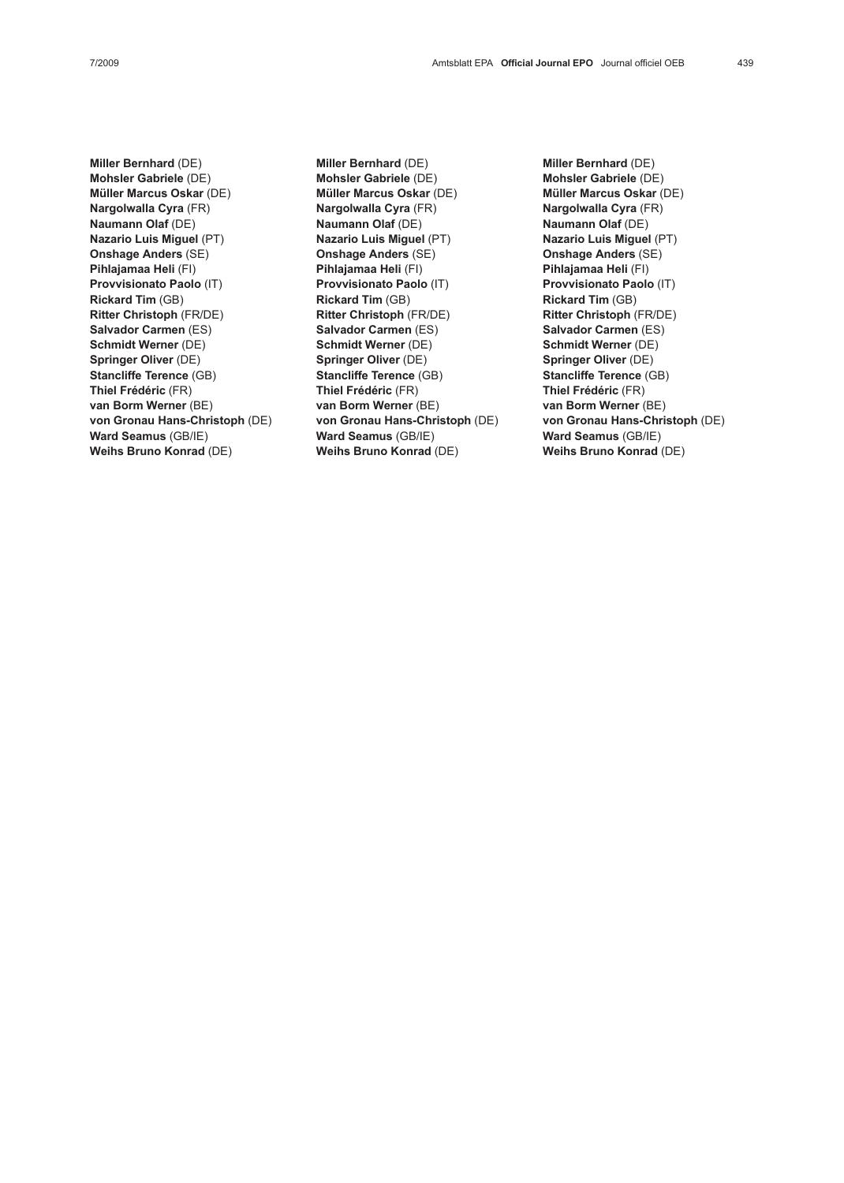**Miller Bernhard** (DE)
**Mohsler Gabriele** (DE)
**Müller Marcus Oskar** (DE)
**Nargolwalla Cyra** (FR)
**Naumann Olaf** (DE)
**Nazario Luis Miguel** (PT)
**Onshage Anders** (SE)
**Pihlajamaa Heli** (FI)
**Provvisionato Paolo** (IT)
**Rickard Tim** (GB)
**Ritter Christoph** (FR/DE)
**Salvador Carmen** (ES)
**Schmidt Werner** (DE)
**Springer Oliver** (DE)
**Stancliffe Terence** (GB)
**Thiel Frédéric** (FR)
**van Borm Werner** (BE)
**von Gronau Hans-Christoph** (DE)
**Ward Seamus** (GB/IE)
**Weihs Bruno Konrad** (DE)

**Miller Bernhard** (DE)
**Mohsler Gabriele** (DE)
**Müller Marcus Oskar** (DE)
**Nargolwalla Cyra** (FR)
**Naumann Olaf** (DE)
**Nazario Luis Miguel** (PT)
**Onshage Anders** (SE)
**Pihlajamaa Heli** (FI)
**Provvisionato Paolo** (IT)
**Rickard Tim** (GB)
**Ritter Christoph** (FR/DE)
**Salvador Carmen** (ES)
**Schmidt Werner** (DE)
**Springer Oliver** (DE)
**Stancliffe Terence** (GB)
**Thiel Frédéric** (FR)
**van Borm Werner** (BE)
**von Gronau Hans-Christoph** (DE)
**Ward Seamus** (GB/IE)
**Weihs Bruno Konrad** (DE)

**Miller Bernhard** (DE)
**Mohsler Gabriele** (DE)
**Müller Marcus Oskar** (DE)
**Nargolwalla Cyra** (FR)
**Naumann Olaf** (DE)
**Nazario Luis Miguel** (PT)
**Onshage Anders** (SE)
**Pihlajamaa Heli** (FI)
**Provvisionato Paolo** (IT)
**Rickard Tim** (GB)
**Ritter Christoph** (FR/DE)
**Salvador Carmen** (ES)
**Schmidt Werner** (DE)
**Springer Oliver** (DE)
**Stancliffe Terence** (GB)
**Thiel Frédéric** (FR)
**van Borm Werner** (BE)
**von Gronau Hans-Christoph** (DE)
**Ward Seamus** (GB/IE)
**Weihs Bruno Konrad** (DE)